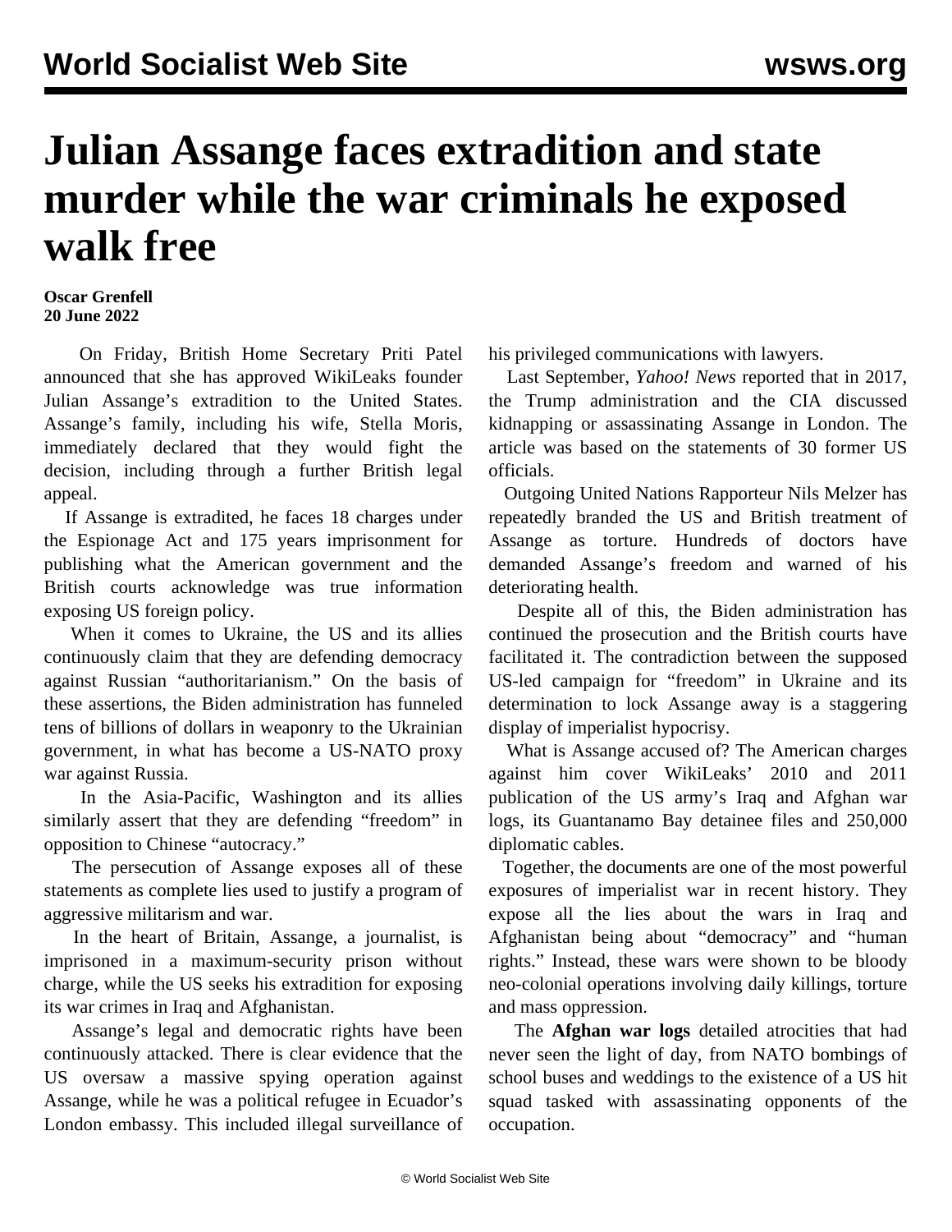# Julian Assange faces extradition and state murder while the war criminals he exposed walk free

**Oscar Grenfell**
**20 June 2022**

On Friday, British Home Secretary Priti Patel announced that she has approved WikiLeaks founder Julian Assange's extradition to the United States. Assange's family, including his wife, Stella Moris, immediately declared that they would fight the decision, including through a further British legal appeal.

If Assange is extradited, he faces 18 charges under the Espionage Act and 175 years imprisonment for publishing what the American government and the British courts acknowledge was true information exposing US foreign policy.

When it comes to Ukraine, the US and its allies continuously claim that they are defending democracy against Russian "authoritarianism." On the basis of these assertions, the Biden administration has funneled tens of billions of dollars in weaponry to the Ukrainian government, in what has become a US-NATO proxy war against Russia.

In the Asia-Pacific, Washington and its allies similarly assert that they are defending "freedom" in opposition to Chinese "autocracy."

The persecution of Assange exposes all of these statements as complete lies used to justify a program of aggressive militarism and war.

In the heart of Britain, Assange, a journalist, is imprisoned in a maximum-security prison without charge, while the US seeks his extradition for exposing its war crimes in Iraq and Afghanistan.

Assange's legal and democratic rights have been continuously attacked. There is clear evidence that the US oversaw a massive spying operation against Assange, while he was a political refugee in Ecuador's London embassy. This included illegal surveillance of his privileged communications with lawyers.

Last September, *Yahoo! News* reported that in 2017, the Trump administration and the CIA discussed kidnapping or assassinating Assange in London. The article was based on the statements of 30 former US officials.

Outgoing United Nations Rapporteur Nils Melzer has repeatedly branded the US and British treatment of Assange as torture. Hundreds of doctors have demanded Assange's freedom and warned of his deteriorating health.

Despite all of this, the Biden administration has continued the prosecution and the British courts have facilitated it. The contradiction between the supposed US-led campaign for "freedom" in Ukraine and its determination to lock Assange away is a staggering display of imperialist hypocrisy.

What is Assange accused of? The American charges against him cover WikiLeaks' 2010 and 2011 publication of the US army's Iraq and Afghan war logs, its Guantanamo Bay detainee files and 250,000 diplomatic cables.

Together, the documents are one of the most powerful exposures of imperialist war in recent history. They expose all the lies about the wars in Iraq and Afghanistan being about "democracy" and "human rights." Instead, these wars were shown to be bloody neo-colonial operations involving daily killings, torture and mass oppression.

The **Afghan war logs** detailed atrocities that had never seen the light of day, from NATO bombings of school buses and weddings to the existence of a US hit squad tasked with assassinating opponents of the occupation.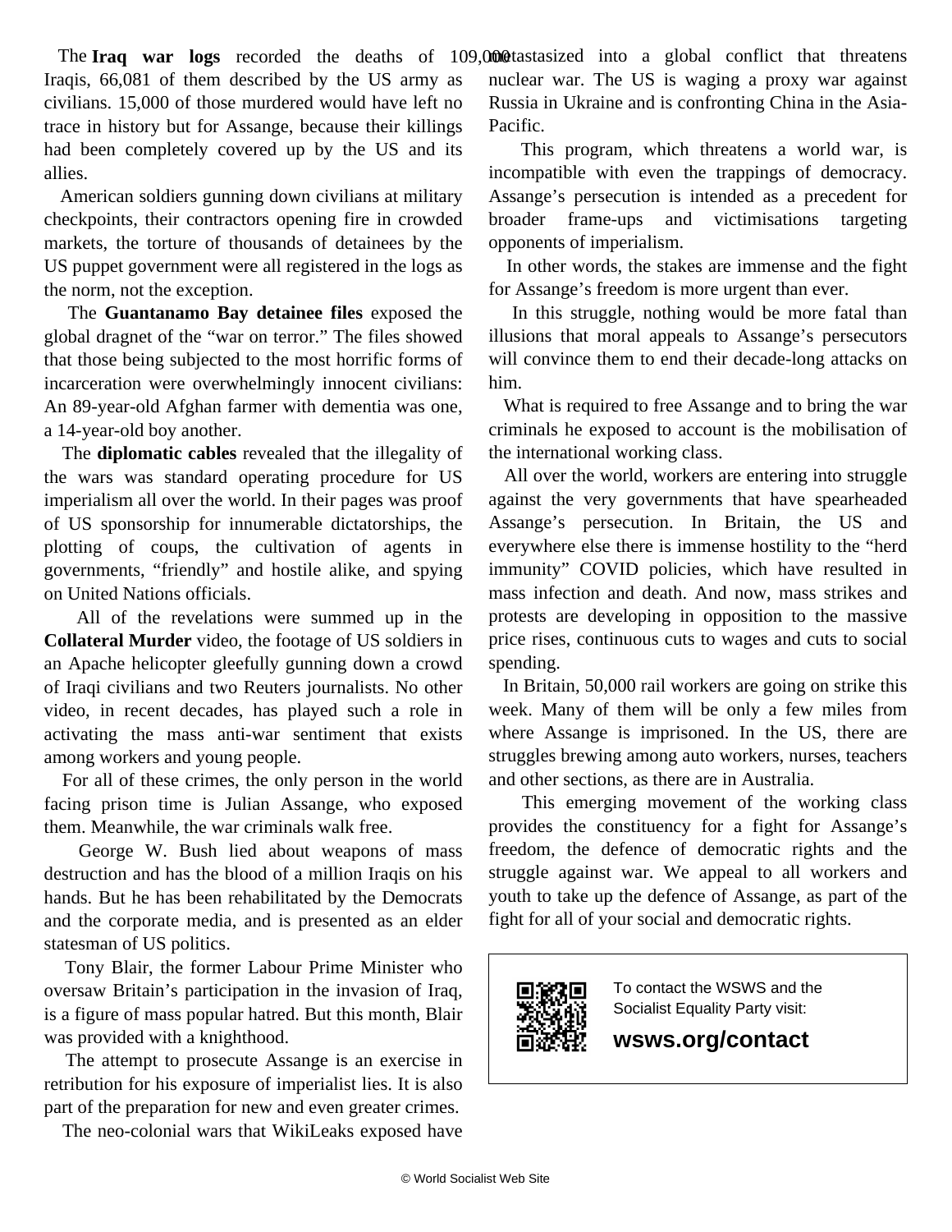The **Iraq war logs** recorded the deaths of 109,000 Iraqis, 66,081 of them described by the US army as civilians. 15,000 of those murdered would have left no trace in history but for Assange, because their killings had been completely covered up by the US and its allies.

American soldiers gunning down civilians at military checkpoints, their contractors opening fire in crowded markets, the torture of thousands of detainees by the US puppet government were all registered in the logs as the norm, not the exception.

The **Guantanamo Bay detainee files** exposed the global dragnet of the "war on terror." The files showed that those being subjected to the most horrific forms of incarceration were overwhelmingly innocent civilians: An 89-year-old Afghan farmer with dementia was one, a 14-year-old boy another.

The **diplomatic cables** revealed that the illegality of the wars was standard operating procedure for US imperialism all over the world. In their pages was proof of US sponsorship for innumerable dictatorships, the plotting of coups, the cultivation of agents in governments, "friendly" and hostile alike, and spying on United Nations officials.

All of the revelations were summed up in the **Collateral Murder** video, the footage of US soldiers in an Apache helicopter gleefully gunning down a crowd of Iraqi civilians and two Reuters journalists. No other video, in recent decades, has played such a role in activating the mass anti-war sentiment that exists among workers and young people.

For all of these crimes, the only person in the world facing prison time is Julian Assange, who exposed them. Meanwhile, the war criminals walk free.

George W. Bush lied about weapons of mass destruction and has the blood of a million Iraqis on his hands. But he has been rehabilitated by the Democrats and the corporate media, and is presented as an elder statesman of US politics.

Tony Blair, the former Labour Prime Minister who oversaw Britain's participation in the invasion of Iraq, is a figure of mass popular hatred. But this month, Blair was provided with a knighthood.

The attempt to prosecute Assange is an exercise in retribution for his exposure of imperialist lies. It is also part of the preparation for new and even greater crimes.

The neo-colonial wars that WikiLeaks exposed have metastasized into a global conflict that threatens nuclear war. The US is waging a proxy war against Russia in Ukraine and is confronting China in the Asia-Pacific.

This program, which threatens a world war, is incompatible with even the trappings of democracy. Assange's persecution is intended as a precedent for broader frame-ups and victimisations targeting opponents of imperialism.

In other words, the stakes are immense and the fight for Assange's freedom is more urgent than ever.

In this struggle, nothing would be more fatal than illusions that moral appeals to Assange's persecutors will convince them to end their decade-long attacks on him.

What is required to free Assange and to bring the war criminals he exposed to account is the mobilisation of the international working class.

All over the world, workers are entering into struggle against the very governments that have spearheaded Assange's persecution. In Britain, the US and everywhere else there is immense hostility to the "herd immunity" COVID policies, which have resulted in mass infection and death. And now, mass strikes and protests are developing in opposition to the massive price rises, continuous cuts to wages and cuts to social spending.

In Britain, 50,000 rail workers are going on strike this week. Many of them will be only a few miles from where Assange is imprisoned. In the US, there are struggles brewing among auto workers, nurses, teachers and other sections, as there are in Australia.

This emerging movement of the working class provides the constituency for a fight for Assange's freedom, the defence of democratic rights and the struggle against war. We appeal to all workers and youth to take up the defence of Assange, as part of the fight for all of your social and democratic rights.

To contact the WSWS and the Socialist Equality Party visit:

**wsws.org/contact**